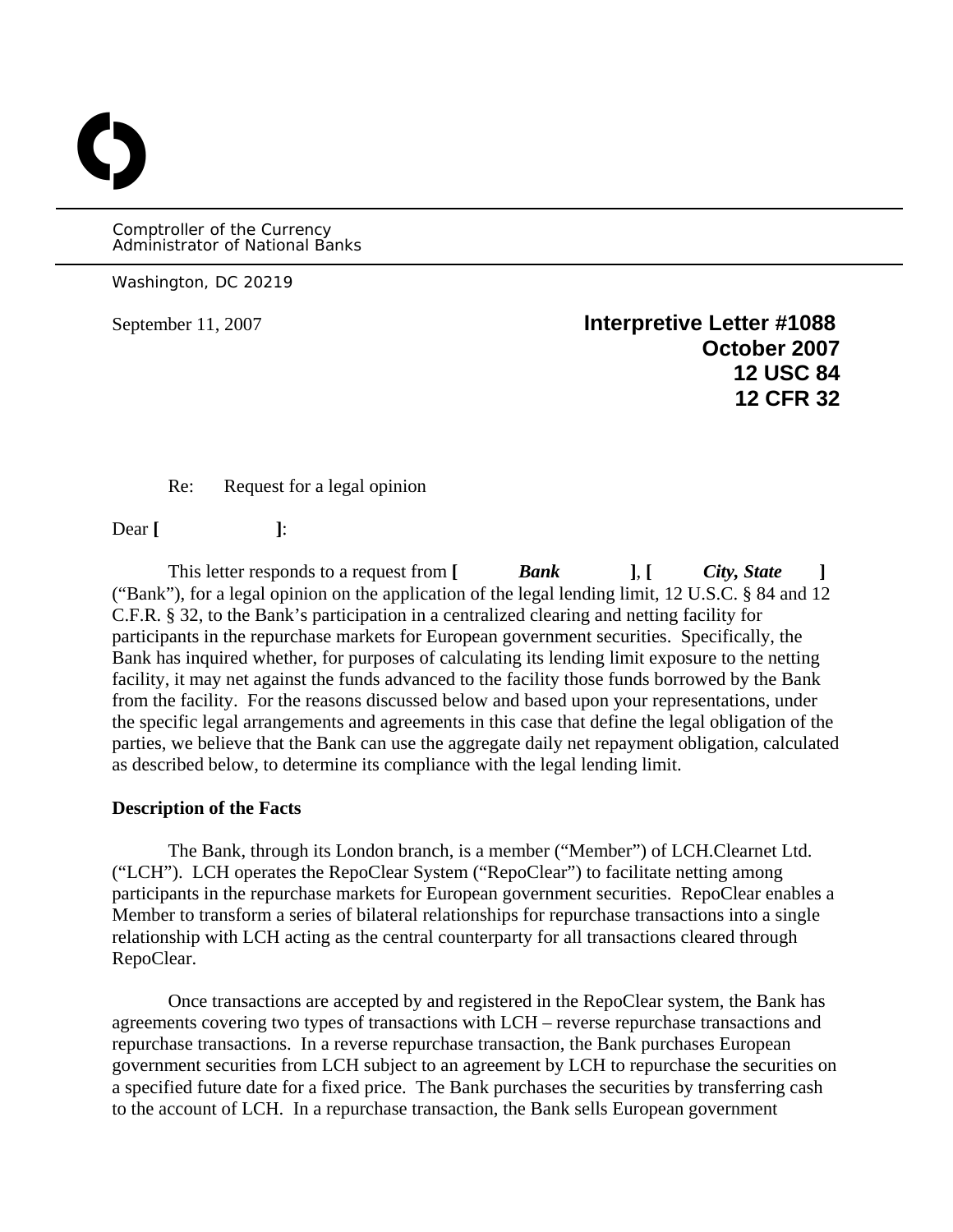Comptroller of the Currency
Administrator of National Banks

Washington, DC 20219

September 11, 2007

**Interpretive Letter #1088**
**October 2007**
**12 USC 84**
**12 CFR 32**

Re: Request for a legal opinion

Dear **[ ]**:

This letter responds to a request from **[** ***Bank*** **]**, **[** ***City, State*** **]** ("Bank"), for a legal opinion on the application of the legal lending limit, 12 U.S.C. § 84 and 12 C.F.R. § 32, to the Bank's participation in a centralized clearing and netting facility for participants in the repurchase markets for European government securities. Specifically, the Bank has inquired whether, for purposes of calculating its lending limit exposure to the netting facility, it may net against the funds advanced to the facility those funds borrowed by the Bank from the facility. For the reasons discussed below and based upon your representations, under the specific legal arrangements and agreements in this case that define the legal obligation of the parties, we believe that the Bank can use the aggregate daily net repayment obligation, calculated as described below, to determine its compliance with the legal lending limit.

**Description of the Facts**

The Bank, through its London branch, is a member ("Member") of LCH.Clearnet Ltd. ("LCH"). LCH operates the RepoClear System ("RepoClear") to facilitate netting among participants in the repurchase markets for European government securities. RepoClear enables a Member to transform a series of bilateral relationships for repurchase transactions into a single relationship with LCH acting as the central counterparty for all transactions cleared through RepoClear.

Once transactions are accepted by and registered in the RepoClear system, the Bank has agreements covering two types of transactions with LCH – reverse repurchase transactions and repurchase transactions. In a reverse repurchase transaction, the Bank purchases European government securities from LCH subject to an agreement by LCH to repurchase the securities on a specified future date for a fixed price. The Bank purchases the securities by transferring cash to the account of LCH. In a repurchase transaction, the Bank sells European government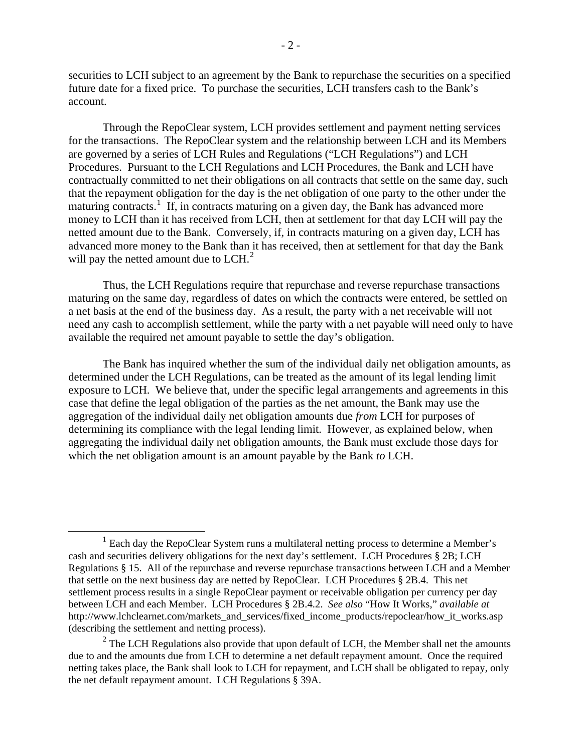securities to LCH subject to an agreement by the Bank to repurchase the securities on a specified future date for a fixed price. To purchase the securities, LCH transfers cash to the Bank's account.

Through the RepoClear system, LCH provides settlement and payment netting services for the transactions. The RepoClear system and the relationship between LCH and its Members are governed by a series of LCH Rules and Regulations ("LCH Regulations") and LCH Procedures. Pursuant to the LCH Regulations and LCH Procedures, the Bank and LCH have contractually committed to net their obligations on all contracts that settle on the same day, such that the repayment obligation for the day is the net obligation of one party to the other under the maturing contracts.[1] If, in contracts maturing on a given day, the Bank has advanced more money to LCH than it has received from LCH, then at settlement for that day LCH will pay the netted amount due to the Bank. Conversely, if, in contracts maturing on a given day, LCH has advanced more money to the Bank than it has received, then at settlement for that day the Bank will pay the netted amount due to LCH.[2]

Thus, the LCH Regulations require that repurchase and reverse repurchase transactions maturing on the same day, regardless of dates on which the contracts were entered, be settled on a net basis at the end of the business day. As a result, the party with a net receivable will not need any cash to accomplish settlement, while the party with a net payable will need only to have available the required net amount payable to settle the day's obligation.

The Bank has inquired whether the sum of the individual daily net obligation amounts, as determined under the LCH Regulations, can be treated as the amount of its legal lending limit exposure to LCH. We believe that, under the specific legal arrangements and agreements in this case that define the legal obligation of the parties as the net amount, the Bank may use the aggregation of the individual daily net obligation amounts due *from* LCH for purposes of determining its compliance with the legal lending limit. However, as explained below, when aggregating the individual daily net obligation amounts, the Bank must exclude those days for which the net obligation amount is an amount payable by the Bank *to* LCH.

---

[1] Each day the RepoClear System runs a multilateral netting process to determine a Member's cash and securities delivery obligations for the next day's settlement. LCH Procedures § 2B; LCH Regulations § 15. All of the repurchase and reverse repurchase transactions between LCH and a Member that settle on the next business day are netted by RepoClear. LCH Procedures § 2B.4. This net settlement process results in a single RepoClear payment or receivable obligation per currency per day between LCH and each Member. LCH Procedures § 2B.4.2. *See also* "How It Works," *available at* http://www.lchclearnet.com/markets_and_services/fixed_income_products/repoclear/how_it_works.asp (describing the settlement and netting process).

[2] The LCH Regulations also provide that upon default of LCH, the Member shall net the amounts due to and the amounts due from LCH to determine a net default repayment amount. Once the required netting takes place, the Bank shall look to LCH for repayment, and LCH shall be obligated to repay, only the net default repayment amount. LCH Regulations § 39A.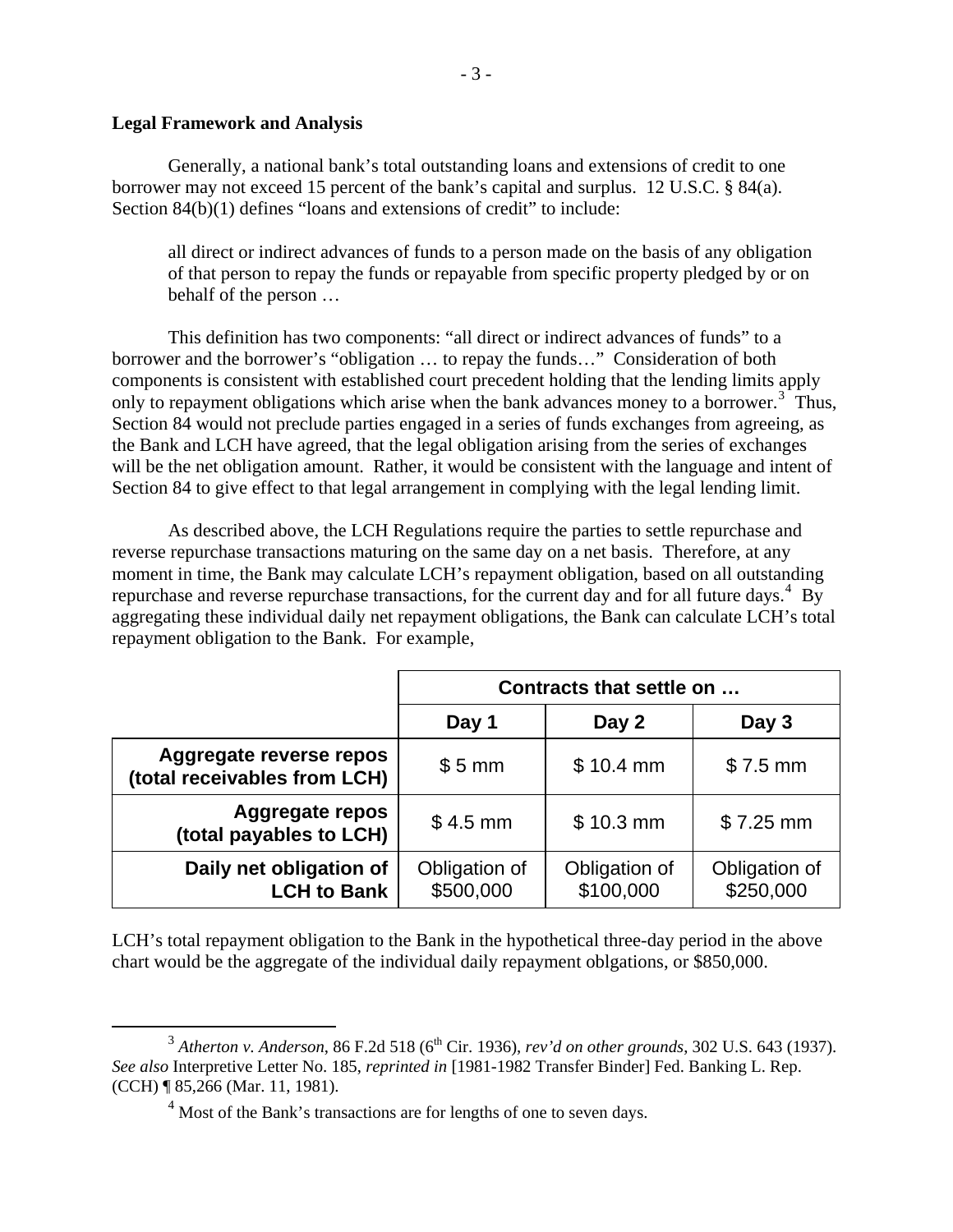**Legal Framework and Analysis**

Generally, a national bank's total outstanding loans and extensions of credit to one borrower may not exceed 15 percent of the bank's capital and surplus. 12 U.S.C. § 84(a). Section 84(b)(1) defines "loans and extensions of credit" to include:

> all direct or indirect advances of funds to a person made on the basis of any obligation of that person to repay the funds or repayable from specific property pledged by or on behalf of the person …

This definition has two components: "all direct or indirect advances of funds" to a borrower and the borrower's "obligation … to repay the funds…" Consideration of both components is consistent with established court precedent holding that the lending limits apply only to repayment obligations which arise when the bank advances money to a borrower.[3] Thus, Section 84 would not preclude parties engaged in a series of funds exchanges from agreeing, as the Bank and LCH have agreed, that the legal obligation arising from the series of exchanges will be the net obligation amount. Rather, it would be consistent with the language and intent of Section 84 to give effect to that legal arrangement in complying with the legal lending limit.

As described above, the LCH Regulations require the parties to settle repurchase and reverse repurchase transactions maturing on the same day on a net basis. Therefore, at any moment in time, the Bank may calculate LCH's repayment obligation, based on all outstanding repurchase and reverse repurchase transactions, for the current day and for all future days.[4] By aggregating these individual daily net repayment obligations, the Bank can calculate LCH's total repayment obligation to the Bank. For example,

| | Contracts that settle on … | | |
|---|---|---|---|
| | **Day 1** | **Day 2** | **Day 3** |
| **Aggregate reverse repos (total receivables from LCH)** | $ 5 mm | $ 10.4 mm | $ 7.5 mm |
| **Aggregate repos (total payables to LCH)** | $ 4.5 mm | $ 10.3 mm | $ 7.25 mm |
| **Daily net obligation of LCH to Bank** | Obligation of $500,000 | Obligation of $100,000 | Obligation of $250,000 |

LCH's total repayment obligation to the Bank in the hypothetical three-day period in the above chart would be the aggregate of the individual daily repayment oblgations, or $850,000.

---

[3] *Atherton v. Anderson*, 86 F.2d 518 (6th Cir. 1936), *rev'd on other grounds*, 302 U.S. 643 (1937). *See also* Interpretive Letter No. 185, *reprinted in* [1981-1982 Transfer Binder] Fed. Banking L. Rep. (CCH) ¶ 85,266 (Mar. 11, 1981).

[4] Most of the Bank's transactions are for lengths of one to seven days.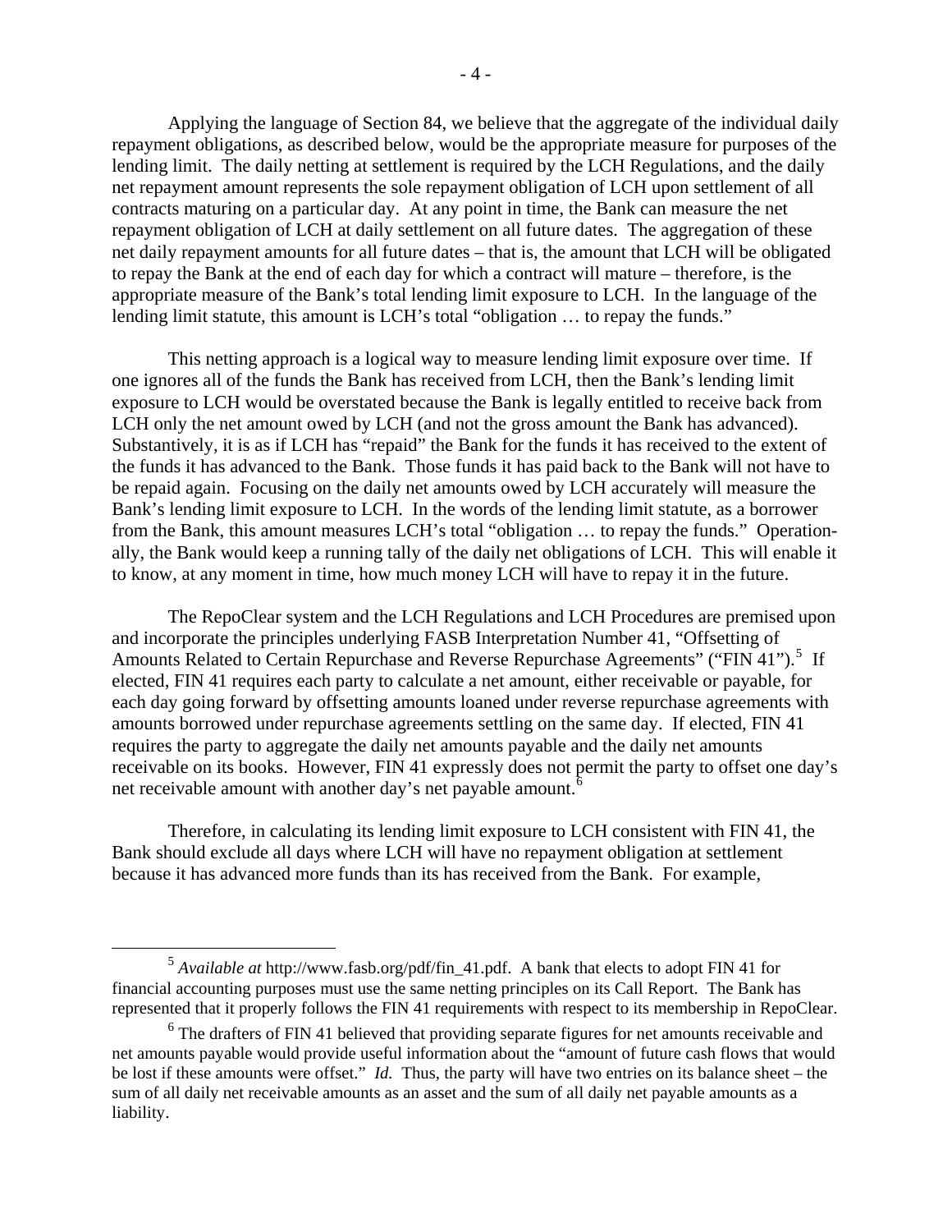Applying the language of Section 84, we believe that the aggregate of the individual daily repayment obligations, as described below, would be the appropriate measure for purposes of the lending limit. The daily netting at settlement is required by the LCH Regulations, and the daily net repayment amount represents the sole repayment obligation of LCH upon settlement of all contracts maturing on a particular day. At any point in time, the Bank can measure the net repayment obligation of LCH at daily settlement on all future dates. The aggregation of these net daily repayment amounts for all future dates – that is, the amount that LCH will be obligated to repay the Bank at the end of each day for which a contract will mature – therefore, is the appropriate measure of the Bank's total lending limit exposure to LCH. In the language of the lending limit statute, this amount is LCH's total "obligation … to repay the funds."

This netting approach is a logical way to measure lending limit exposure over time. If one ignores all of the funds the Bank has received from LCH, then the Bank's lending limit exposure to LCH would be overstated because the Bank is legally entitled to receive back from LCH only the net amount owed by LCH (and not the gross amount the Bank has advanced). Substantively, it is as if LCH has "repaid" the Bank for the funds it has received to the extent of the funds it has advanced to the Bank. Those funds it has paid back to the Bank will not have to be repaid again. Focusing on the daily net amounts owed by LCH accurately will measure the Bank's lending limit exposure to LCH. In the words of the lending limit statute, as a borrower from the Bank, this amount measures LCH's total "obligation … to repay the funds." Operationally, the Bank would keep a running tally of the daily net obligations of LCH. This will enable it to know, at any moment in time, how much money LCH will have to repay it in the future.

The RepoClear system and the LCH Regulations and LCH Procedures are premised upon and incorporate the principles underlying FASB Interpretation Number 41, "Offsetting of Amounts Related to Certain Repurchase and Reverse Repurchase Agreements" ("FIN 41").[5] If elected, FIN 41 requires each party to calculate a net amount, either receivable or payable, for each day going forward by offsetting amounts loaned under reverse repurchase agreements with amounts borrowed under repurchase agreements settling on the same day. If elected, FIN 41 requires the party to aggregate the daily net amounts payable and the daily net amounts receivable on its books. However, FIN 41 expressly does not permit the party to offset one day's net receivable amount with another day's net payable amount.[6]

Therefore, in calculating its lending limit exposure to LCH consistent with FIN 41, the Bank should exclude all days where LCH will have no repayment obligation at settlement because it has advanced more funds than its has received from the Bank. For example,

---

[5] *Available at* http://www.fasb.org/pdf/fin_41.pdf. A bank that elects to adopt FIN 41 for financial accounting purposes must use the same netting principles on its Call Report. The Bank has represented that it properly follows the FIN 41 requirements with respect to its membership in RepoClear.

[6] The drafters of FIN 41 believed that providing separate figures for net amounts receivable and net amounts payable would provide useful information about the "amount of future cash flows that would be lost if these amounts were offset." *Id.* Thus, the party will have two entries on its balance sheet – the sum of all daily net receivable amounts as an asset and the sum of all daily net payable amounts as a liability.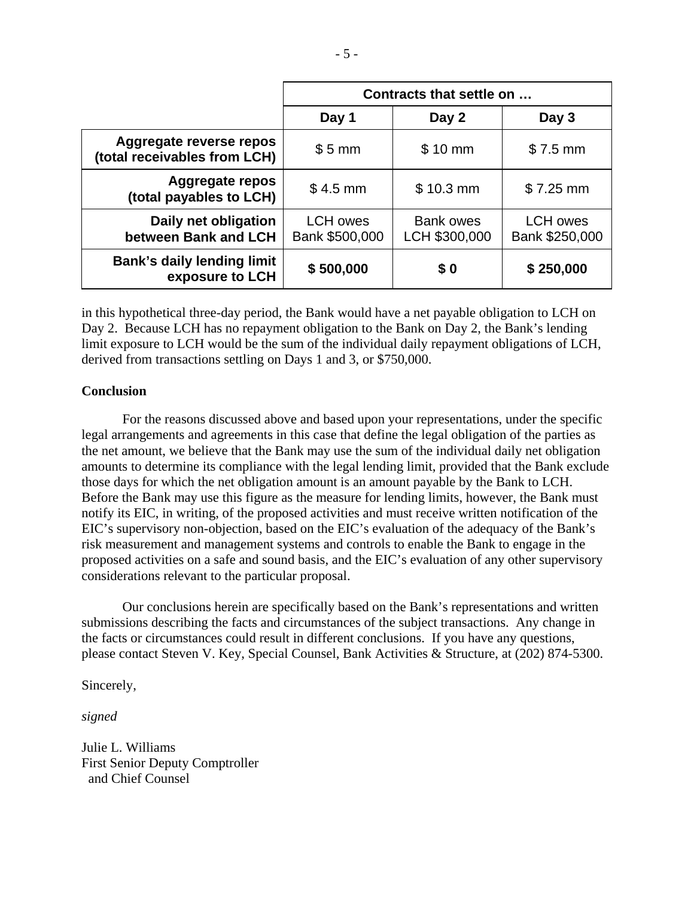| | Contracts that settle on … | | |
|---|---|---|---|
| | **Day 1** | **Day 2** | **Day 3** |
| **Aggregate reverse repos (total receivables from LCH)** | $ 5 mm | $ 10 mm | $ 7.5 mm |
| **Aggregate repos (total payables to LCH)** | $ 4.5 mm | $ 10.3 mm | $ 7.25 mm |
| **Daily net obligation between Bank and LCH** | LCH owes Bank $500,000 | Bank owes LCH $300,000 | LCH owes Bank $250,000 |
| **Bank's daily lending limit exposure to LCH** | **$ 500,000** | **$ 0** | **$ 250,000** |

in this hypothetical three-day period, the Bank would have a net payable obligation to LCH on Day 2. Because LCH has no repayment obligation to the Bank on Day 2, the Bank's lending limit exposure to LCH would be the sum of the individual daily repayment obligations of LCH, derived from transactions settling on Days 1 and 3, or $750,000.

**Conclusion**

For the reasons discussed above and based upon your representations, under the specific legal arrangements and agreements in this case that define the legal obligation of the parties as the net amount, we believe that the Bank may use the sum of the individual daily net obligation amounts to determine its compliance with the legal lending limit, provided that the Bank exclude those days for which the net obligation amount is an amount payable by the Bank to LCH. Before the Bank may use this figure as the measure for lending limits, however, the Bank must notify its EIC, in writing, of the proposed activities and must receive written notification of the EIC's supervisory non-objection, based on the EIC's evaluation of the adequacy of the Bank's risk measurement and management systems and controls to enable the Bank to engage in the proposed activities on a safe and sound basis, and the EIC's evaluation of any other supervisory considerations relevant to the particular proposal.

Our conclusions herein are specifically based on the Bank's representations and written submissions describing the facts and circumstances of the subject transactions. Any change in the facts or circumstances could result in different conclusions. If you have any questions, please contact Steven V. Key, Special Counsel, Bank Activities & Structure, at (202) 874-5300.

Sincerely,

*signed*

Julie L. Williams
First Senior Deputy Comptroller
and Chief Counsel